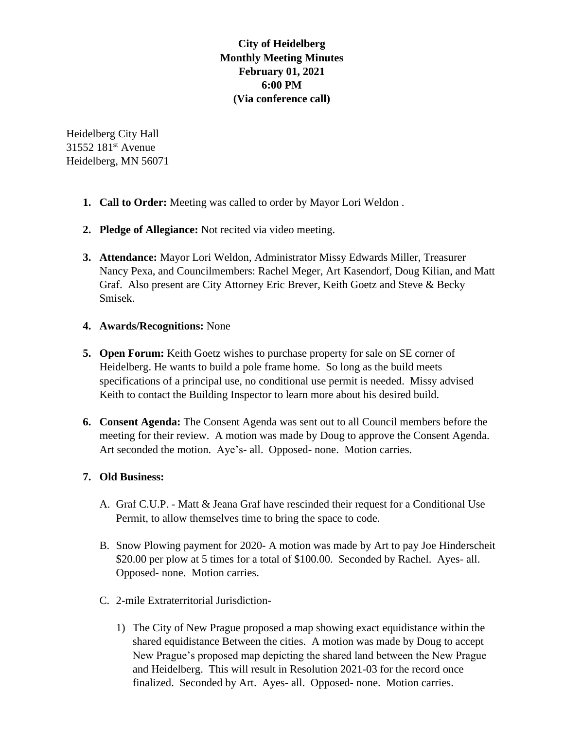**City of Heidelberg**
**Monthly Meeting Minutes**
**February 01, 2021**
**6:00 PM**
**(Via conference call)**

Heidelberg City Hall
31552 181st Avenue
Heidelberg, MN 56071

1. **Call to Order:** Meeting was called to order by Mayor Lori Weldon .

2. **Pledge of Allegiance:** Not recited via video meeting.

3. **Attendance:** Mayor Lori Weldon, Administrator Missy Edwards Miller, Treasurer Nancy Pexa, and Councilmembers: Rachel Meger, Art Kasendorf, Doug Kilian, and Matt Graf. Also present are City Attorney Eric Brever, Keith Goetz and Steve & Becky Smisek.

4. **Awards/Recognitions:** None

5. **Open Forum:** Keith Goetz wishes to purchase property for sale on SE corner of Heidelberg. He wants to build a pole frame home. So long as the build meets specifications of a principal use, no conditional use permit is needed. Missy advised Keith to contact the Building Inspector to learn more about his desired build.

6. **Consent Agenda:** The Consent Agenda was sent out to all Council members before the meeting for their review. A motion was made by Doug to approve the Consent Agenda. Art seconded the motion. Aye's- all. Opposed- none. Motion carries.

7. **Old Business:**

   A. Graf C.U.P. - Matt & Jeana Graf have rescinded their request for a Conditional Use Permit, to allow themselves time to bring the space to code.

   B. Snow Plowing payment for 2020- A motion was made by Art to pay Joe Hinderscheit $20.00 per plow at 5 times for a total of $100.00. Seconded by Rachel. Ayes- all. Opposed- none. Motion carries.

   C. 2-mile Extraterritorial Jurisdiction-

      1) The City of New Prague proposed a map showing exact equidistance within the shared equidistance Between the cities. A motion was made by Doug to accept New Prague's proposed map depicting the shared land between the New Prague and Heidelberg. This will result in Resolution 2021-03 for the record once finalized. Seconded by Art. Ayes- all. Opposed- none. Motion carries.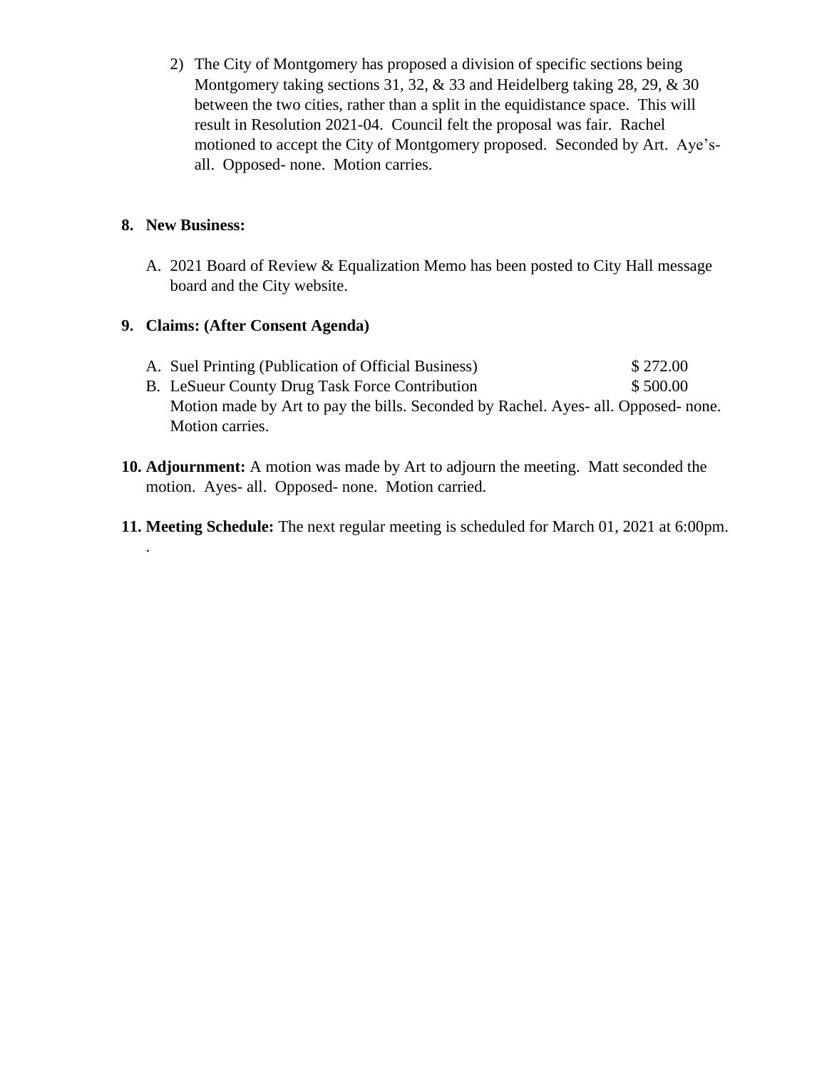2) The City of Montgomery has proposed a division of specific sections being Montgomery taking sections 31, 32, & 33 and Heidelberg taking 28, 29, & 30 between the two cities, rather than a split in the equidistance space. This will result in Resolution 2021-04. Council felt the proposal was fair. Rachel motioned to accept the City of Montgomery proposed. Seconded by Art. Aye's-all. Opposed- none. Motion carries.

**8. New Business:**

A. 2021 Board of Review & Equalization Memo has been posted to City Hall message board and the City website.

**9. Claims: (After Consent Agenda)**

A. Suel Printing (Publication of Official Business) $ 272.00
B. LeSueur County Drug Task Force Contribution $ 500.00

Motion made by Art to pay the bills. Seconded by Rachel. Ayes- all. Opposed- none. Motion carries.

**10. Adjournment:** A motion was made by Art to adjourn the meeting. Matt seconded the motion. Ayes- all. Opposed- none. Motion carried.

**11. Meeting Schedule:** The next regular meeting is scheduled for March 01, 2021 at 6:00pm.

.